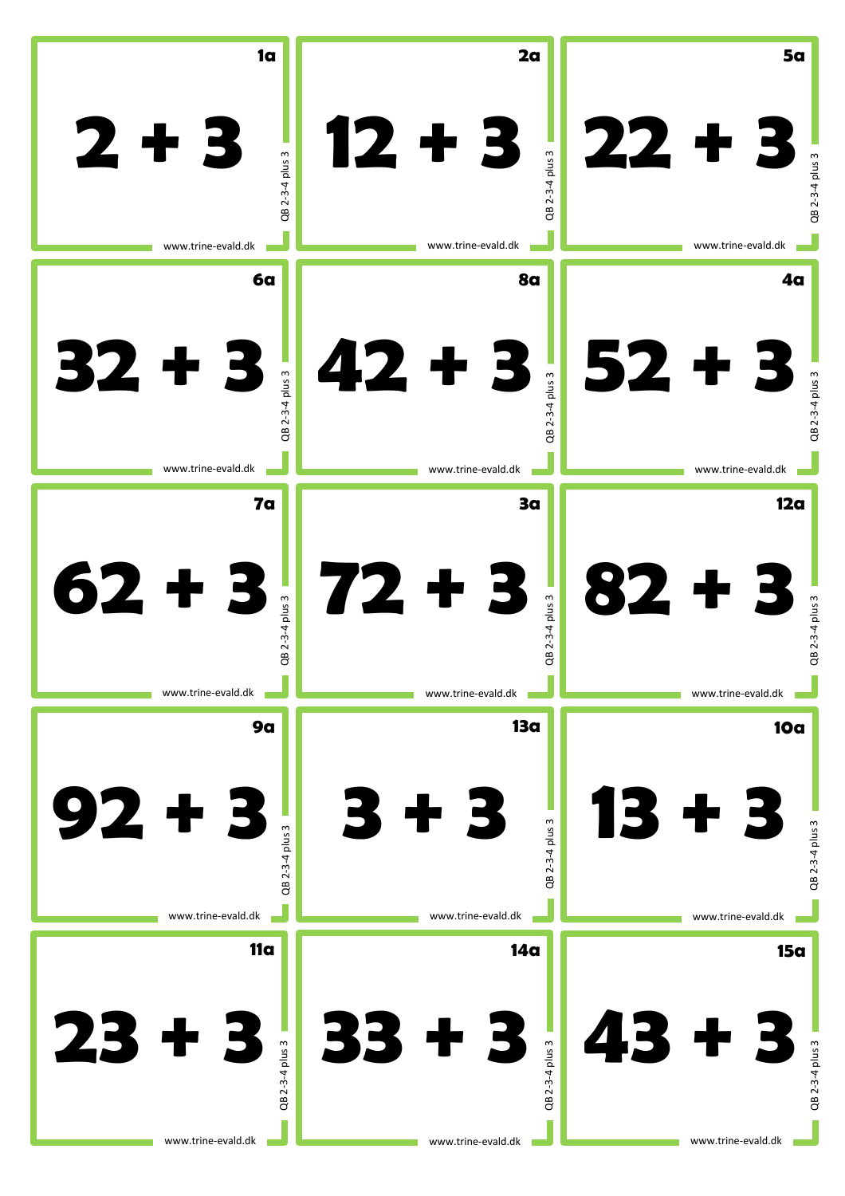| | | |
|---|---|---|
| 1a<br>$2 + 3$<br>QB 2-3-4 plus 3<br>www.trine-evald.dk | 2a<br>$12 + 3$<br>QB 2-3-4 plus 3<br>www.trine-evald.dk | 5a<br>$22 + 3$<br>QB 2-3-4 plus 3<br>www.trine-evald.dk |
| 6a<br>$32 + 3$<br>QB 2-3-4 plus 3<br>www.trine-evald.dk | 8a<br>$42 + 3$<br>QB 2-3-4 plus 3<br>www.trine-evald.dk | 4a<br>$52 + 3$<br>QB 2-3-4 plus 3<br>www.trine-evald.dk |
| 7a<br>$62 + 3$<br>QB 2-3-4 plus 3<br>www.trine-evald.dk | 3a<br>$72 + 3$<br>QB 2-3-4 plus 3<br>www.trine-evald.dk | 12a<br>$82 + 3$<br>QB 2-3-4 plus 3<br>www.trine-evald.dk |
| 9a<br>$92 + 3$<br>QB 2-3-4 plus 3<br>www.trine-evald.dk | 13a<br>$3 + 3$<br>QB 2-3-4 plus 3<br>www.trine-evald.dk | 10a<br>$13 + 3$<br>QB 2-3-4 plus 3<br>www.trine-evald.dk |
| 11a<br>$23 + 3$<br>QB 2-3-4 plus 3<br>www.trine-evald.dk | 14a<br>$33 + 3$<br>QB 2-3-4 plus 3<br>www.trine-evald.dk | 15a<br>$43 + 3$<br>QB 2-3-4 plus 3<br>www.trine-evald.dk |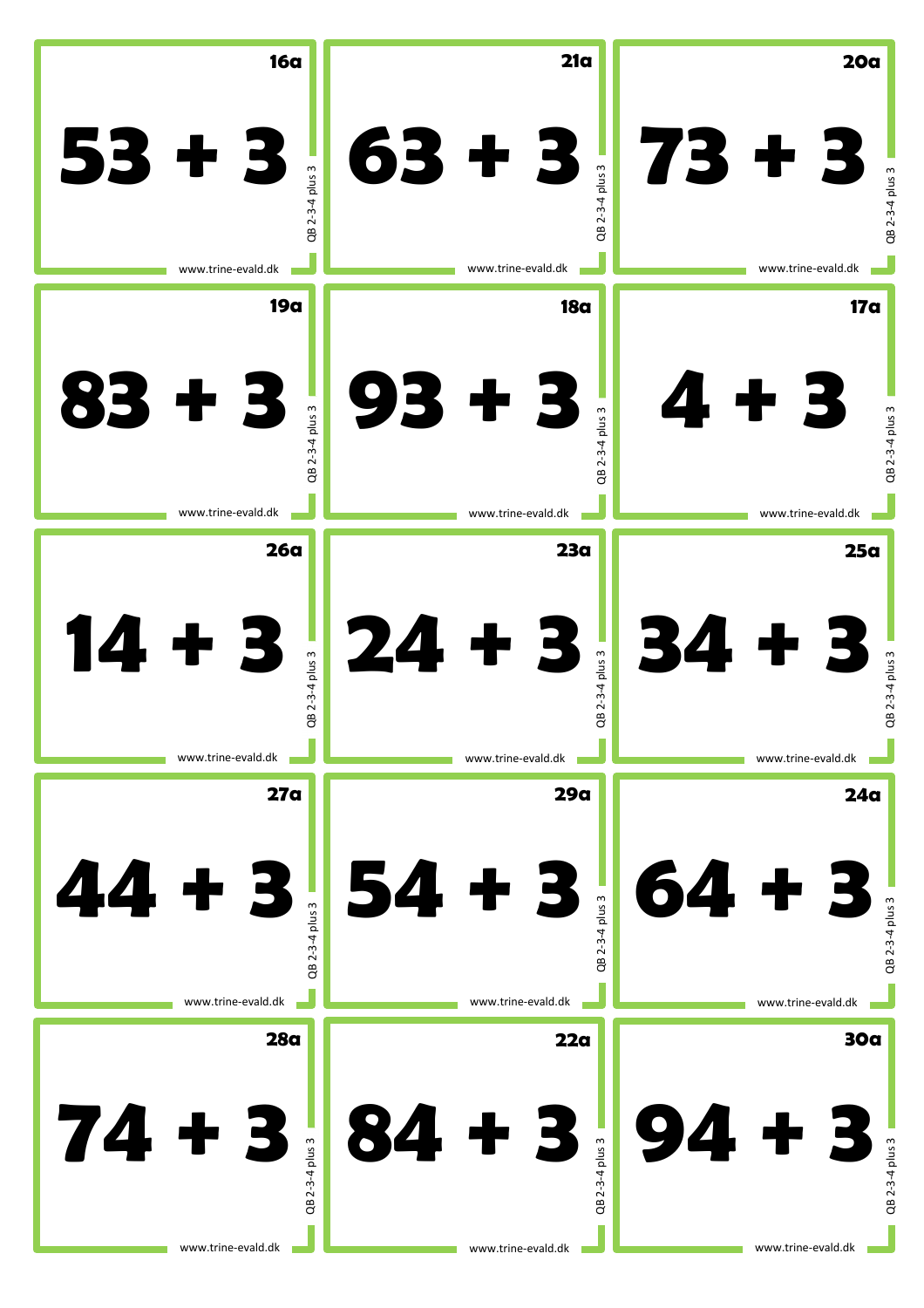16a

$53 + 3$

QB 2-3-4 plus 3

www.trine-evald.dk

21a

$63 + 3$

QB 2-3-4 plus 3

www.trine-evald.dk

20a

$73 + 3$

QB 2-3-4 plus 3

www.trine-evald.dk

19a

$83 + 3$

QB 2-3-4 plus 3

www.trine-evald.dk

18a

$93 + 3$

QB 2-3-4 plus 3

www.trine-evald.dk

17a

$4 + 3$

QB 2-3-4 plus 3

www.trine-evald.dk

26a

$14 + 3$

QB 2-3-4 plus 3

www.trine-evald.dk

23a

$24 + 3$

QB 2-3-4 plus 3

www.trine-evald.dk

25a

$34 + 3$

QB 2-3-4 plus 3

www.trine-evald.dk

27a

$44 + 3$

QB 2-3-4 plus 3

www.trine-evald.dk

29a

$54 + 3$

QB 2-3-4 plus 3

www.trine-evald.dk

24a

$64 + 3$

QB 2-3-4 plus 3

www.trine-evald.dk

28a

$74 + 3$

QB 2-3-4 plus 3

www.trine-evald.dk

22a

$84 + 3$

QB 2-3-4 plus 3

www.trine-evald.dk

30a

$94 + 3$

QB 2-3-4 plus 3

www.trine-evald.dk